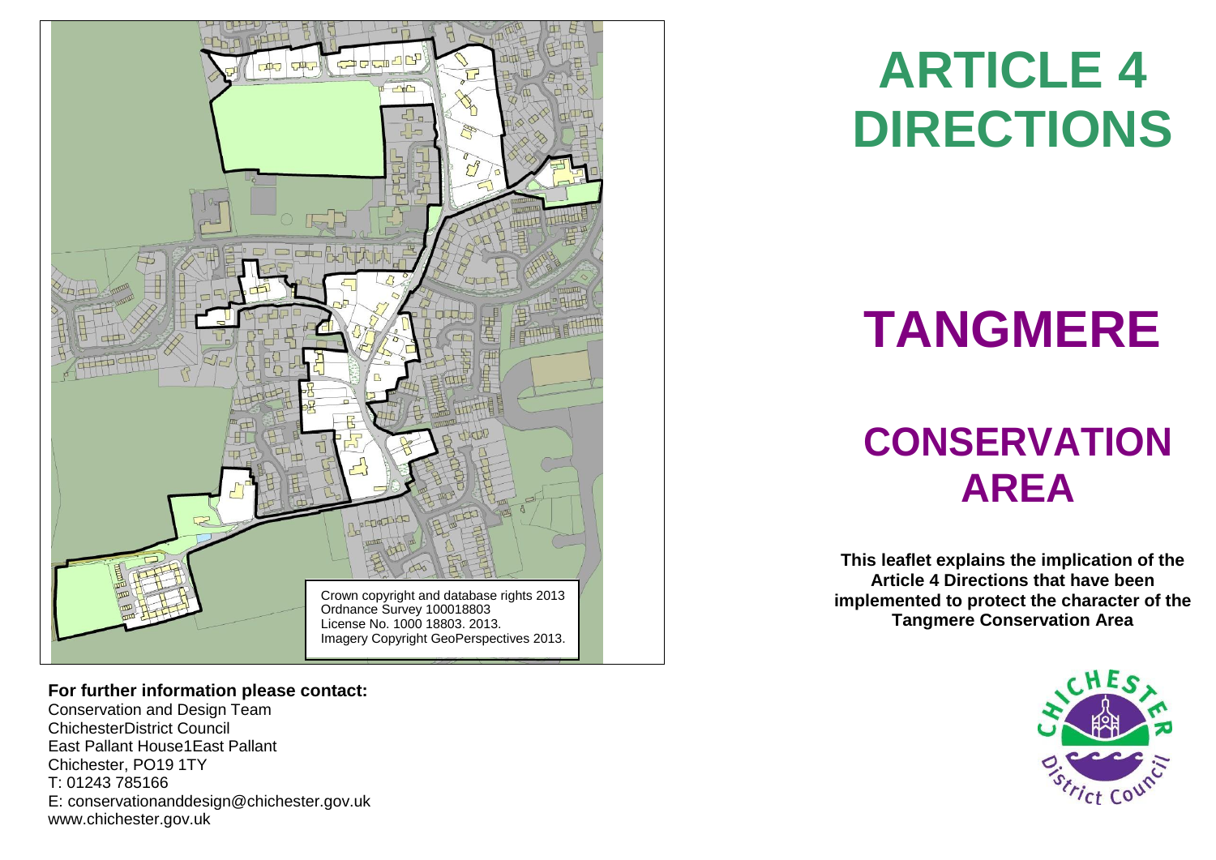Crown copyright and database rights 2013
Ordnance Survey 100018803
License No. 1000 18803. 2013.
Imagery Copyright GeoPerspectives 2013.

**For further information please contact:**

Conservation and Design Team
ChichesterDistrict Council
East Pallant House1East Pallant
Chichester, PO19 1TY
T: 01243 785166
E: conservationanddesign@chichester.gov.uk
www.chichester.gov.uk

# ARTICLE 4 DIRECTIONS

# TANGMERE

# CONSERVATION AREA

**This leaflet explains the implication of the Article 4 Directions that have been implemented to protect the character of the Tangmere Conservation Area**

Chichester District Council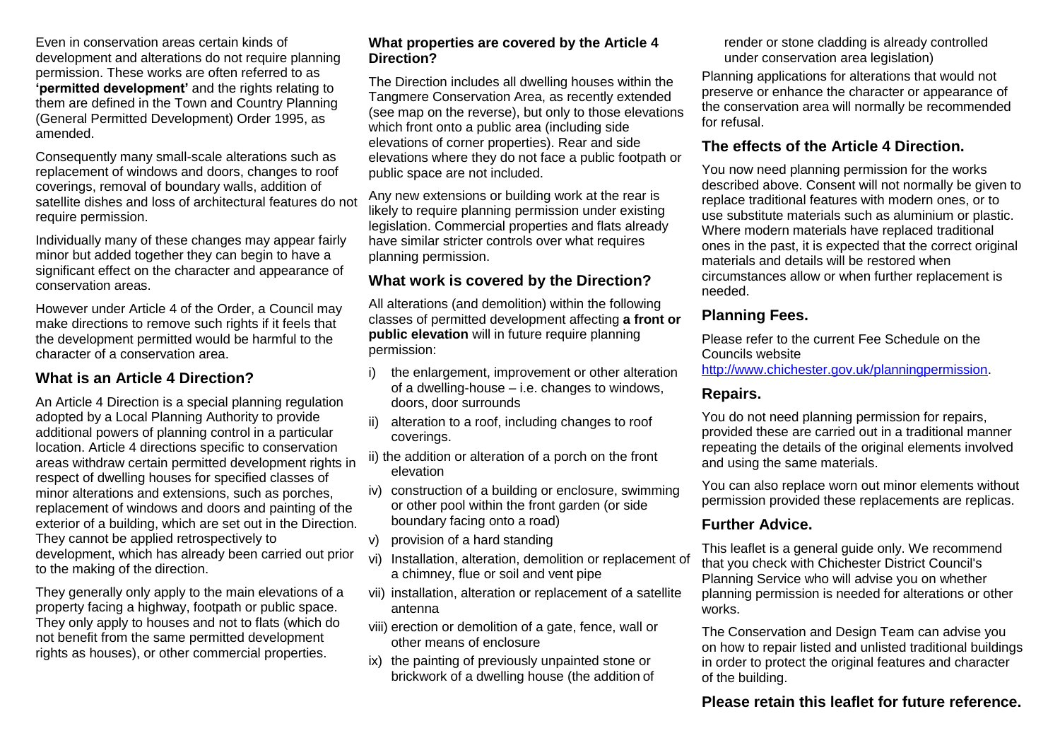Even in conservation areas certain kinds of development and alterations do not require planning permission. These works are often referred to as **'permitted development'** and the rights relating to them are defined in the Town and Country Planning (General Permitted Development) Order 1995, as amended.

Consequently many small-scale alterations such as replacement of windows and doors, changes to roof coverings, removal of boundary walls, addition of satellite dishes and loss of architectural features do not require permission.

Individually many of these changes may appear fairly minor but added together they can begin to have a significant effect on the character and appearance of conservation areas.

However under Article 4 of the Order, a Council may make directions to remove such rights if it feels that the development permitted would be harmful to the character of a conservation area.

## What is an Article 4 Direction?

An Article 4 Direction is a special planning regulation adopted by a Local Planning Authority to provide additional powers of planning control in a particular location. Article 4 directions specific to conservation areas withdraw certain permitted development rights in respect of dwelling houses for specified classes of minor alterations and extensions, such as porches, replacement of windows and doors and painting of the exterior of a building, which are set out in the Direction. They cannot be applied retrospectively to development, which has already been carried out prior to the making of the direction.

They generally only apply to the main elevations of a property facing a highway, footpath or public space. They only apply to houses and not to flats (which do not benefit from the same permitted development rights as houses), or other commercial properties.

**What properties are covered by the Article 4 Direction?**

The Direction includes all dwelling houses within the Tangmere Conservation Area, as recently extended (see map on the reverse), but only to those elevations which front onto a public area (including side elevations of corner properties). Rear and side elevations where they do not face a public footpath or public space are not included.

Any new extensions or building work at the rear is likely to require planning permission under existing legislation. Commercial properties and flats already have similar stricter controls over what requires planning permission.

## What work is covered by the Direction?

All alterations (and demolition) within the following classes of permitted development affecting **a front or public elevation** will in future require planning permission:

i) the enlargement, improvement or other alteration of a dwelling-house – i.e. changes to windows, doors, door surrounds
ii) alteration to a roof, including changes to roof coverings.
ii) the addition or alteration of a porch on the front elevation
iv) construction of a building or enclosure, swimming or other pool within the front garden (or side boundary facing onto a road)
v) provision of a hard standing
vi) Installation, alteration, demolition or replacement of a chimney, flue or soil and vent pipe
vii) installation, alteration or replacement of a satellite antenna
viii) erection or demolition of a gate, fence, wall or other means of enclosure
ix) the painting of previously unpainted stone or brickwork of a dwelling house (the addition of render or stone cladding is already controlled under conservation area legislation)

Planning applications for alterations that would not preserve or enhance the character or appearance of the conservation area will normally be recommended for refusal.

## The effects of the Article 4 Direction.

You now need planning permission for the works described above. Consent will not normally be given to replace traditional features with modern ones, or to use substitute materials such as aluminium or plastic. Where modern materials have replaced traditional ones in the past, it is expected that the correct original materials and details will be restored when circumstances allow or when further replacement is needed.

## Planning Fees.

Please refer to the current Fee Schedule on the Councils website
[http://www.chichester.gov.uk/planningpermission](http://www.chichester.gov.uk/planningpermission).

## Repairs.

You do not need planning permission for repairs, provided these are carried out in a traditional manner repeating the details of the original elements involved and using the same materials.

You can also replace worn out minor elements without permission provided these replacements are replicas.

## Further Advice.

This leaflet is a general guide only. We recommend that you check with Chichester District Council's Planning Service who will advise you on whether planning permission is needed for alterations or other works.

The Conservation and Design Team can advise you on how to repair listed and unlisted traditional buildings in order to protect the original features and character of the building.

**Please retain this leaflet for future reference.**